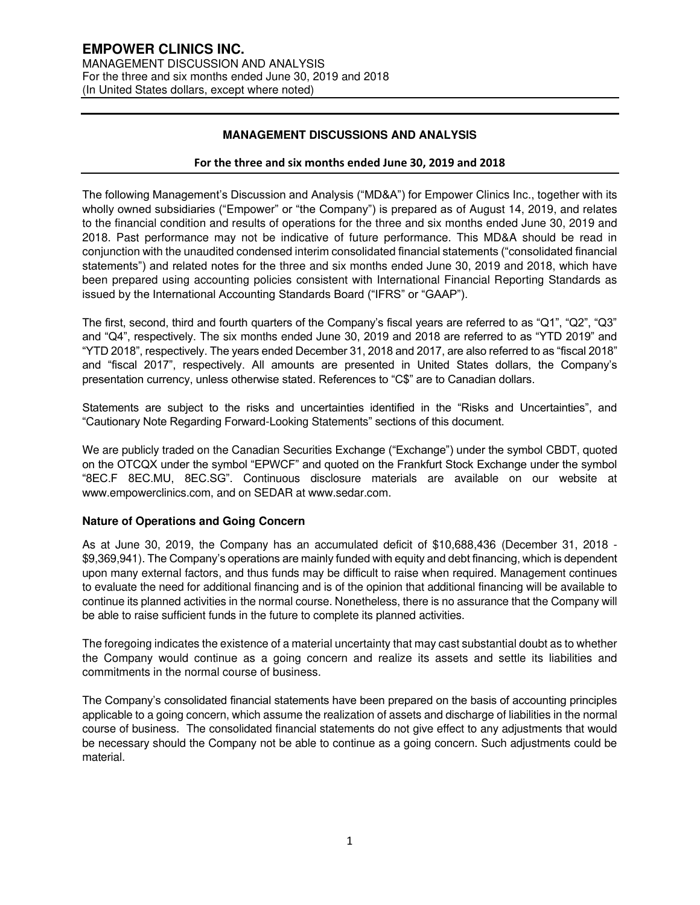# MANAGEMENT DISCUSSIONS AND ANALYSIS

**For the three and six months ended June 30, 2019 and 2018**

The following Management's Discussion and Analysis ("MD&A") for Empower Clinics Inc., together with its wholly owned subsidiaries ("Empower" or "the Company") is prepared as of August 14, 2019, and relates to the financial condition and results of operations for the three and six months ended June 30, 2019 and 2018. Past performance may not be indicative of future performance. This MD&A should be read in conjunction with the unaudited condensed interim consolidated financial statements ("consolidated financial statements") and related notes for the three and six months ended June 30, 2019 and 2018, which have been prepared using accounting policies consistent with International Financial Reporting Standards as issued by the International Accounting Standards Board ("IFRS" or "GAAP").

The first, second, third and fourth quarters of the Company's fiscal years are referred to as "Q1", "Q2", "Q3" and "Q4", respectively. The six months ended June 30, 2019 and 2018 are referred to as "YTD 2019" and "YTD 2018", respectively. The years ended December 31, 2018 and 2017, are also referred to as "fiscal 2018" and "fiscal 2017", respectively. All amounts are presented in United States dollars, the Company's presentation currency, unless otherwise stated. References to "C$" are to Canadian dollars.

Statements are subject to the risks and uncertainties identified in the "Risks and Uncertainties", and "Cautionary Note Regarding Forward-Looking Statements" sections of this document.

We are publicly traded on the Canadian Securities Exchange ("Exchange") under the symbol CBDT, quoted on the OTCQX under the symbol "EPWCF" and quoted on the Frankfurt Stock Exchange under the symbol "8EC.F 8EC.MU, 8EC.SG". Continuous disclosure materials are available on our website at www.empowerclinics.com, and on SEDAR at www.sedar.com.

### Nature of Operations and Going Concern

As at June 30, 2019, the Company has an accumulated deficit of $10,688,436 (December 31, 2018 - $9,369,941). The Company's operations are mainly funded with equity and debt financing, which is dependent upon many external factors, and thus funds may be difficult to raise when required. Management continues to evaluate the need for additional financing and is of the opinion that additional financing will be available to continue its planned activities in the normal course. Nonetheless, there is no assurance that the Company will be able to raise sufficient funds in the future to complete its planned activities.

The foregoing indicates the existence of a material uncertainty that may cast substantial doubt as to whether the Company would continue as a going concern and realize its assets and settle its liabilities and commitments in the normal course of business.

The Company's consolidated financial statements have been prepared on the basis of accounting principles applicable to a going concern, which assume the realization of assets and discharge of liabilities in the normal course of business. The consolidated financial statements do not give effect to any adjustments that would be necessary should the Company not be able to continue as a going concern. Such adjustments could be material.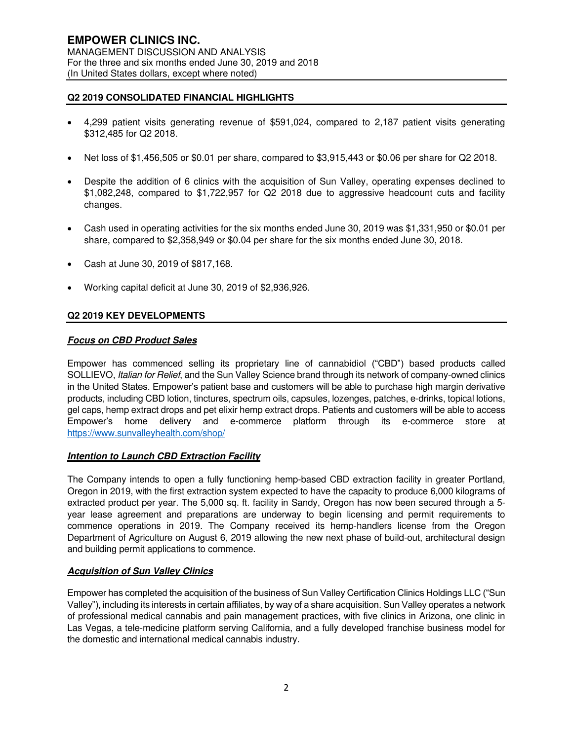## Q2 2019 CONSOLIDATED FINANCIAL HIGHLIGHTS

- 4,299 patient visits generating revenue of $591,024, compared to 2,187 patient visits generating $312,485 for Q2 2018.
- Net loss of $1,456,505 or $0.01 per share, compared to $3,915,443 or $0.06 per share for Q2 2018.
- Despite the addition of 6 clinics with the acquisition of Sun Valley, operating expenses declined to $1,082,248, compared to $1,722,957 for Q2 2018 due to aggressive headcount cuts and facility changes.
- Cash used in operating activities for the six months ended June 30, 2019 was $1,331,950 or $0.01 per share, compared to $2,358,949 or $0.04 per share for the six months ended June 30, 2018.
- Cash at June 30, 2019 of $817,168.
- Working capital deficit at June 30, 2019 of $2,936,926.

## Q2 2019 KEY DEVELOPMENTS

### ***Focus on CBD Product Sales***

Empower has commenced selling its proprietary line of cannabidiol ("CBD") based products called SOLLIEVO, *Italian for Relief*, and the Sun Valley Science brand through its network of company-owned clinics in the United States. Empower's patient base and customers will be able to purchase high margin derivative products, including CBD lotion, tinctures, spectrum oils, capsules, lozenges, patches, e-drinks, topical lotions, gel caps, hemp extract drops and pet elixir hemp extract drops. Patients and customers will be able to access Empower's home delivery and e-commerce platform through its e-commerce store at https://www.sunvalleyhealth.com/shop/

### ***Intention to Launch CBD Extraction Facility***

The Company intends to open a fully functioning hemp-based CBD extraction facility in greater Portland, Oregon in 2019, with the first extraction system expected to have the capacity to produce 6,000 kilograms of extracted product per year. The 5,000 sq. ft. facility in Sandy, Oregon has now been secured through a 5-year lease agreement and preparations are underway to begin licensing and permit requirements to commence operations in 2019. The Company received its hemp-handlers license from the Oregon Department of Agriculture on August 6, 2019 allowing the new next phase of build-out, architectural design and building permit applications to commence.

### ***Acquisition of Sun Valley Clinics***

Empower has completed the acquisition of the business of Sun Valley Certification Clinics Holdings LLC ("Sun Valley"), including its interests in certain affiliates, by way of a share acquisition. Sun Valley operates a network of professional medical cannabis and pain management practices, with five clinics in Arizona, one clinic in Las Vegas, a tele-medicine platform serving California, and a fully developed franchise business model for the domestic and international medical cannabis industry.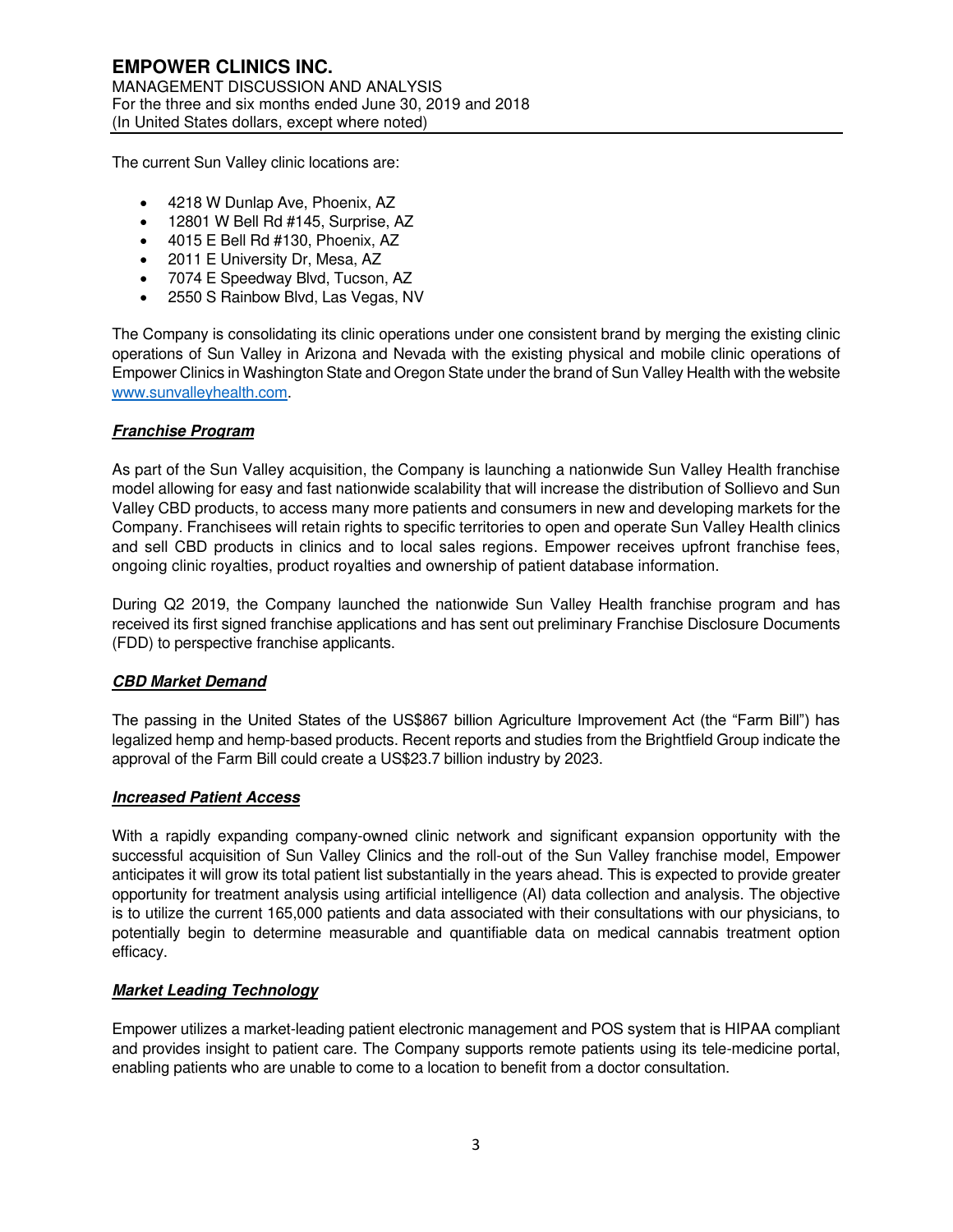The current Sun Valley clinic locations are:

- 4218 W Dunlap Ave, Phoenix, AZ
- 12801 W Bell Rd #145, Surprise, AZ
- 4015 E Bell Rd #130, Phoenix, AZ
- 2011 E University Dr, Mesa, AZ
- 7074 E Speedway Blvd, Tucson, AZ
- 2550 S Rainbow Blvd, Las Vegas, NV

The Company is consolidating its clinic operations under one consistent brand by merging the existing clinic operations of Sun Valley in Arizona and Nevada with the existing physical and mobile clinic operations of Empower Clinics in Washington State and Oregon State under the brand of Sun Valley Health with the website www.sunvalleyhealth.com.

***Franchise Program***

As part of the Sun Valley acquisition, the Company is launching a nationwide Sun Valley Health franchise model allowing for easy and fast nationwide scalability that will increase the distribution of Sollievo and Sun Valley CBD products, to access many more patients and consumers in new and developing markets for the Company. Franchisees will retain rights to specific territories to open and operate Sun Valley Health clinics and sell CBD products in clinics and to local sales regions. Empower receives upfront franchise fees, ongoing clinic royalties, product royalties and ownership of patient database information.

During Q2 2019, the Company launched the nationwide Sun Valley Health franchise program and has received its first signed franchise applications and has sent out preliminary Franchise Disclosure Documents (FDD) to perspective franchise applicants.

***CBD Market Demand***

The passing in the United States of the US$867 billion Agriculture Improvement Act (the "Farm Bill") has legalized hemp and hemp-based products. Recent reports and studies from the Brightfield Group indicate the approval of the Farm Bill could create a US$23.7 billion industry by 2023.

***Increased Patient Access***

With a rapidly expanding company-owned clinic network and significant expansion opportunity with the successful acquisition of Sun Valley Clinics and the roll-out of the Sun Valley franchise model, Empower anticipates it will grow its total patient list substantially in the years ahead. This is expected to provide greater opportunity for treatment analysis using artificial intelligence (AI) data collection and analysis. The objective is to utilize the current 165,000 patients and data associated with their consultations with our physicians, to potentially begin to determine measurable and quantifiable data on medical cannabis treatment option efficacy.

***Market Leading Technology***

Empower utilizes a market-leading patient electronic management and POS system that is HIPAA compliant and provides insight to patient care. The Company supports remote patients using its tele-medicine portal, enabling patients who are unable to come to a location to benefit from a doctor consultation.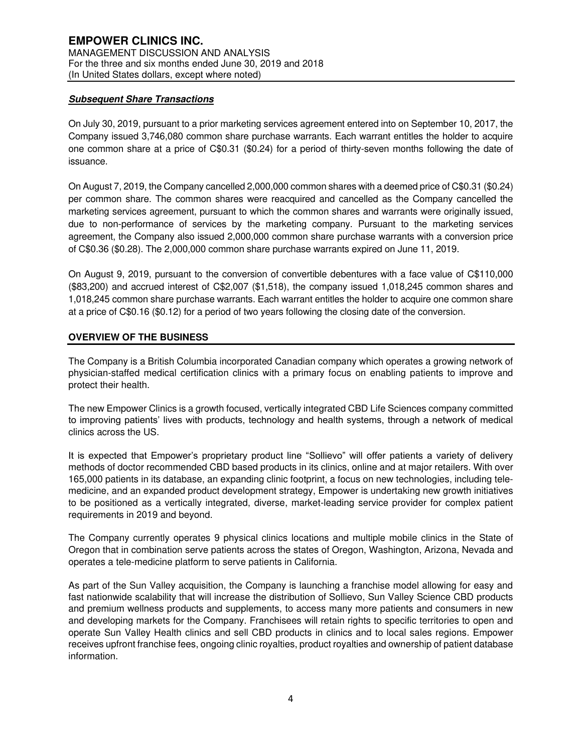### ***Subsequent Share Transactions***

On July 30, 2019, pursuant to a prior marketing services agreement entered into on September 10, 2017, the Company issued 3,746,080 common share purchase warrants. Each warrant entitles the holder to acquire one common share at a price of C$0.31 ($0.24) for a period of thirty-seven months following the date of issuance.

On August 7, 2019, the Company cancelled 2,000,000 common shares with a deemed price of C$0.31 ($0.24) per common share. The common shares were reacquired and cancelled as the Company cancelled the marketing services agreement, pursuant to which the common shares and warrants were originally issued, due to non-performance of services by the marketing company. Pursuant to the marketing services agreement, the Company also issued 2,000,000 common share purchase warrants with a conversion price of C$0.36 ($0.28). The 2,000,000 common share purchase warrants expired on June 11, 2019.

On August 9, 2019, pursuant to the conversion of convertible debentures with a face value of C$110,000 ($83,200) and accrued interest of C$2,007 ($1,518), the company issued 1,018,245 common shares and 1,018,245 common share purchase warrants. Each warrant entitles the holder to acquire one common share at a price of C$0.16 ($0.12) for a period of two years following the closing date of the conversion.

## OVERVIEW OF THE BUSINESS

The Company is a British Columbia incorporated Canadian company which operates a growing network of physician-staffed medical certification clinics with a primary focus on enabling patients to improve and protect their health.

The new Empower Clinics is a growth focused, vertically integrated CBD Life Sciences company committed to improving patients' lives with products, technology and health systems, through a network of medical clinics across the US.

It is expected that Empower's proprietary product line "Sollievo" will offer patients a variety of delivery methods of doctor recommended CBD based products in its clinics, online and at major retailers. With over 165,000 patients in its database, an expanding clinic footprint, a focus on new technologies, including tele-medicine, and an expanded product development strategy, Empower is undertaking new growth initiatives to be positioned as a vertically integrated, diverse, market-leading service provider for complex patient requirements in 2019 and beyond.

The Company currently operates 9 physical clinics locations and multiple mobile clinics in the State of Oregon that in combination serve patients across the states of Oregon, Washington, Arizona, Nevada and operates a tele-medicine platform to serve patients in California.

As part of the Sun Valley acquisition, the Company is launching a franchise model allowing for easy and fast nationwide scalability that will increase the distribution of Sollievo, Sun Valley Science CBD products and premium wellness products and supplements, to access many more patients and consumers in new and developing markets for the Company. Franchisees will retain rights to specific territories to open and operate Sun Valley Health clinics and sell CBD products in clinics and to local sales regions. Empower receives upfront franchise fees, ongoing clinic royalties, product royalties and ownership of patient database information.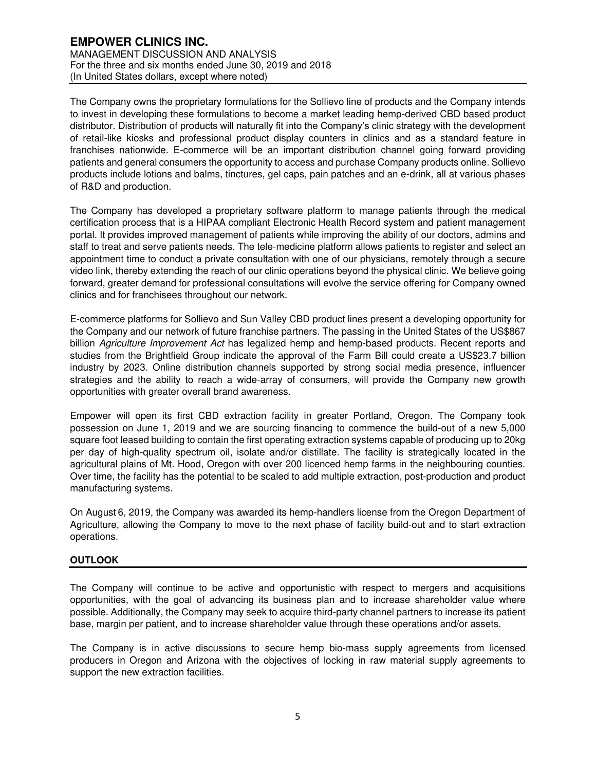The Company owns the proprietary formulations for the Sollievo line of products and the Company intends to invest in developing these formulations to become a market leading hemp-derived CBD based product distributor. Distribution of products will naturally fit into the Company's clinic strategy with the development of retail-like kiosks and professional product display counters in clinics and as a standard feature in franchises nationwide. E-commerce will be an important distribution channel going forward providing patients and general consumers the opportunity to access and purchase Company products online. Sollievo products include lotions and balms, tinctures, gel caps, pain patches and an e-drink, all at various phases of R&D and production.

The Company has developed a proprietary software platform to manage patients through the medical certification process that is a HIPAA compliant Electronic Health Record system and patient management portal. It provides improved management of patients while improving the ability of our doctors, admins and staff to treat and serve patients needs. The tele-medicine platform allows patients to register and select an appointment time to conduct a private consultation with one of our physicians, remotely through a secure video link, thereby extending the reach of our clinic operations beyond the physical clinic. We believe going forward, greater demand for professional consultations will evolve the service offering for Company owned clinics and for franchisees throughout our network.

E-commerce platforms for Sollievo and Sun Valley CBD product lines present a developing opportunity for the Company and our network of future franchise partners. The passing in the United States of the US$867 billion *Agriculture Improvement Act* has legalized hemp and hemp-based products. Recent reports and studies from the Brightfield Group indicate the approval of the Farm Bill could create a US$23.7 billion industry by 2023. Online distribution channels supported by strong social media presence, influencer strategies and the ability to reach a wide-array of consumers, will provide the Company new growth opportunities with greater overall brand awareness.

Empower will open its first CBD extraction facility in greater Portland, Oregon. The Company took possession on June 1, 2019 and we are sourcing financing to commence the build-out of a new 5,000 square foot leased building to contain the first operating extraction systems capable of producing up to 20kg per day of high-quality spectrum oil, isolate and/or distillate. The facility is strategically located in the agricultural plains of Mt. Hood, Oregon with over 200 licenced hemp farms in the neighbouring counties. Over time, the facility has the potential to be scaled to add multiple extraction, post-production and product manufacturing systems.

On August 6, 2019, the Company was awarded its hemp-handlers license from the Oregon Department of Agriculture, allowing the Company to move to the next phase of facility build-out and to start extraction operations.

## OUTLOOK

The Company will continue to be active and opportunistic with respect to mergers and acquisitions opportunities, with the goal of advancing its business plan and to increase shareholder value where possible. Additionally, the Company may seek to acquire third-party channel partners to increase its patient base, margin per patient, and to increase shareholder value through these operations and/or assets.

The Company is in active discussions to secure hemp bio-mass supply agreements from licensed producers in Oregon and Arizona with the objectives of locking in raw material supply agreements to support the new extraction facilities.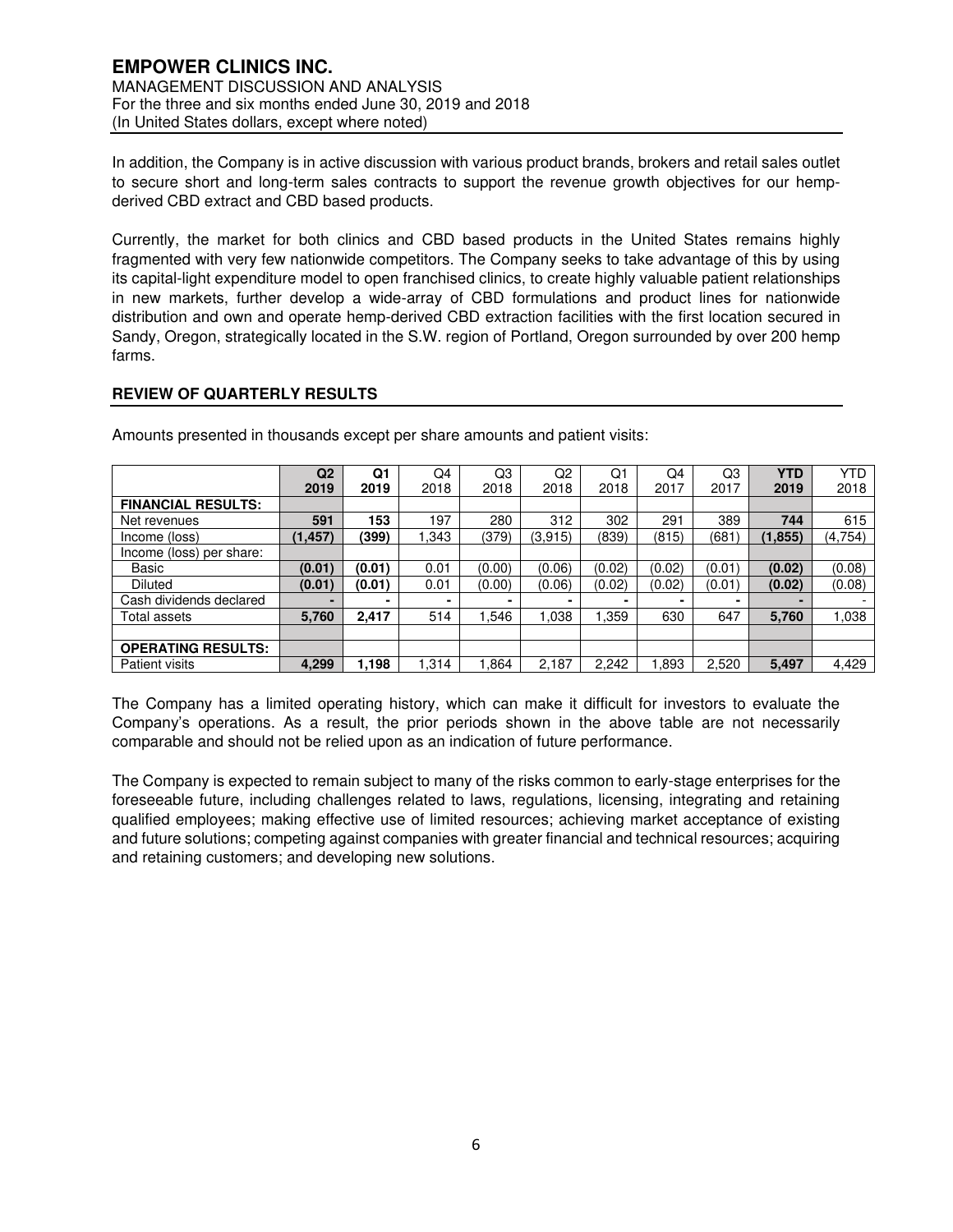In addition, the Company is in active discussion with various product brands, brokers and retail sales outlet to secure short and long-term sales contracts to support the revenue growth objectives for our hemp-derived CBD extract and CBD based products.

Currently, the market for both clinics and CBD based products in the United States remains highly fragmented with very few nationwide competitors. The Company seeks to take advantage of this by using its capital-light expenditure model to open franchised clinics, to create highly valuable patient relationships in new markets, further develop a wide-array of CBD formulations and product lines for nationwide distribution and own and operate hemp-derived CBD extraction facilities with the first location secured in Sandy, Oregon, strategically located in the S.W. region of Portland, Oregon surrounded by over 200 hemp farms.

## REVIEW OF QUARTERLY RESULTS

Amounts presented in thousands except per share amounts and patient visits:

| | **Q2 2019** | **Q1 2019** | Q4 2018 | Q3 2018 | Q2 2018 | Q1 2018 | Q4 2017 | Q3 2017 | **YTD 2019** | YTD 2018 |
|---|---|---|---|---|---|---|---|---|---|---|
| **FINANCIAL RESULTS:** | | | | | | | | | | |
| Net revenues | **591** | **153** | 197 | 280 | 312 | 302 | 291 | 389 | **744** | 615 |
| Income (loss) | **(1,457)** | **(399)** | 1,343 | (379) | (3,915) | (839) | (815) | (681) | **(1,855)** | (4,754) |
| Income (loss) per share: | | | | | | | | | | |
| Basic | **(0.01)** | **(0.01)** | 0.01 | (0.00) | (0.06) | (0.02) | (0.02) | (0.01) | **(0.02)** | (0.08) |
| Diluted | **(0.01)** | **(0.01)** | 0.01 | (0.00) | (0.06) | (0.02) | (0.02) | (0.01) | **(0.02)** | (0.08) |
| Cash dividends declared | **-** | **-** | - | - | - | - | - | - | **-** | - |
| Total assets | **5,760** | **2,417** | 514 | 1,546 | 1,038 | 1,359 | 630 | 647 | **5,760** | 1,038 |
| | | | | | | | | | | |
| **OPERATING RESULTS:** | | | | | | | | | | |
| Patient visits | **4,299** | **1,198** | 1,314 | 1,864 | 2,187 | 2,242 | 1,893 | 2,520 | **5,497** | 4,429 |

The Company has a limited operating history, which can make it difficult for investors to evaluate the Company's operations. As a result, the prior periods shown in the above table are not necessarily comparable and should not be relied upon as an indication of future performance.

The Company is expected to remain subject to many of the risks common to early-stage enterprises for the foreseeable future, including challenges related to laws, regulations, licensing, integrating and retaining qualified employees; making effective use of limited resources; achieving market acceptance of existing and future solutions; competing against companies with greater financial and technical resources; acquiring and retaining customers; and developing new solutions.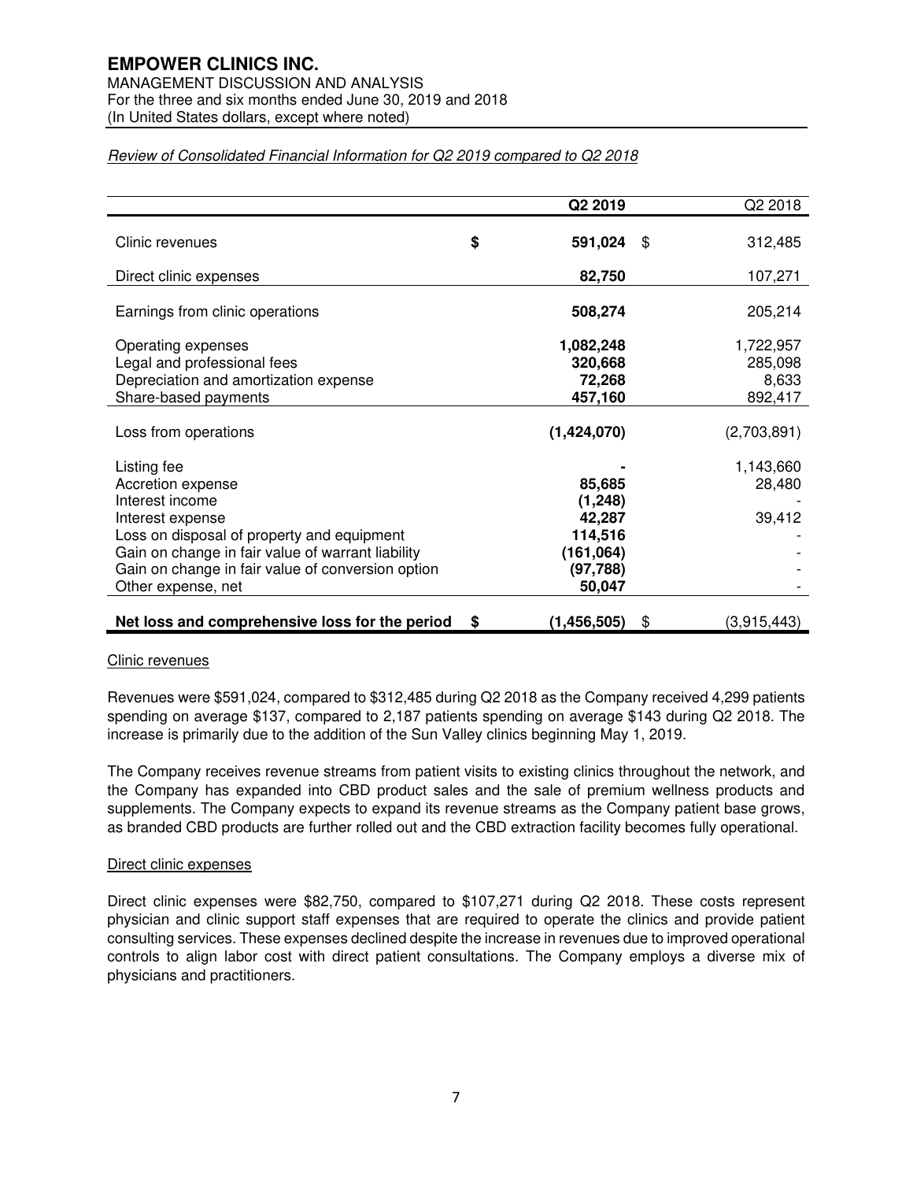*Review of Consolidated Financial Information for Q2 2019 compared to Q2 2018*

| | Q2 2019 | Q2 2018 |
|---|---|---|
| Clinic revenues | $ 591,024 | $ 312,485 |
| Direct clinic expenses | 82,750 | 107,271 |
| Earnings from clinic operations | 508,274 | 205,214 |
| Operating expenses | 1,082,248 | 1,722,957 |
| Legal and professional fees | 320,668 | 285,098 |
| Depreciation and amortization expense | 72,268 | 8,633 |
| Share-based payments | 457,160 | 892,417 |
| Loss from operations | (1,424,070) | (2,703,891) |
| Listing fee | - | 1,143,660 |
| Accretion expense | 85,685 | 28,480 |
| Interest income | (1,248) | - |
| Interest expense | 42,287 | 39,412 |
| Loss on disposal of property and equipment | 114,516 | - |
| Gain on change in fair value of warrant liability | (161,064) | - |
| Gain on change in fair value of conversion option | (97,788) | - |
| Other expense, net | 50,047 | - |
| **Net loss and comprehensive loss for the period** | $ (1,456,505) | $ (3,915,443) |

Clinic revenues

Revenues were $591,024, compared to $312,485 during Q2 2018 as the Company received 4,299 patients spending on average $137, compared to 2,187 patients spending on average $143 during Q2 2018. The increase is primarily due to the addition of the Sun Valley clinics beginning May 1, 2019.

The Company receives revenue streams from patient visits to existing clinics throughout the network, and the Company has expanded into CBD product sales and the sale of premium wellness products and supplements. The Company expects to expand its revenue streams as the Company patient base grows, as branded CBD products are further rolled out and the CBD extraction facility becomes fully operational.

Direct clinic expenses

Direct clinic expenses were $82,750, compared to $107,271 during Q2 2018. These costs represent physician and clinic support staff expenses that are required to operate the clinics and provide patient consulting services. These expenses declined despite the increase in revenues due to improved operational controls to align labor cost with direct patient consultations. The Company employs a diverse mix of physicians and practitioners.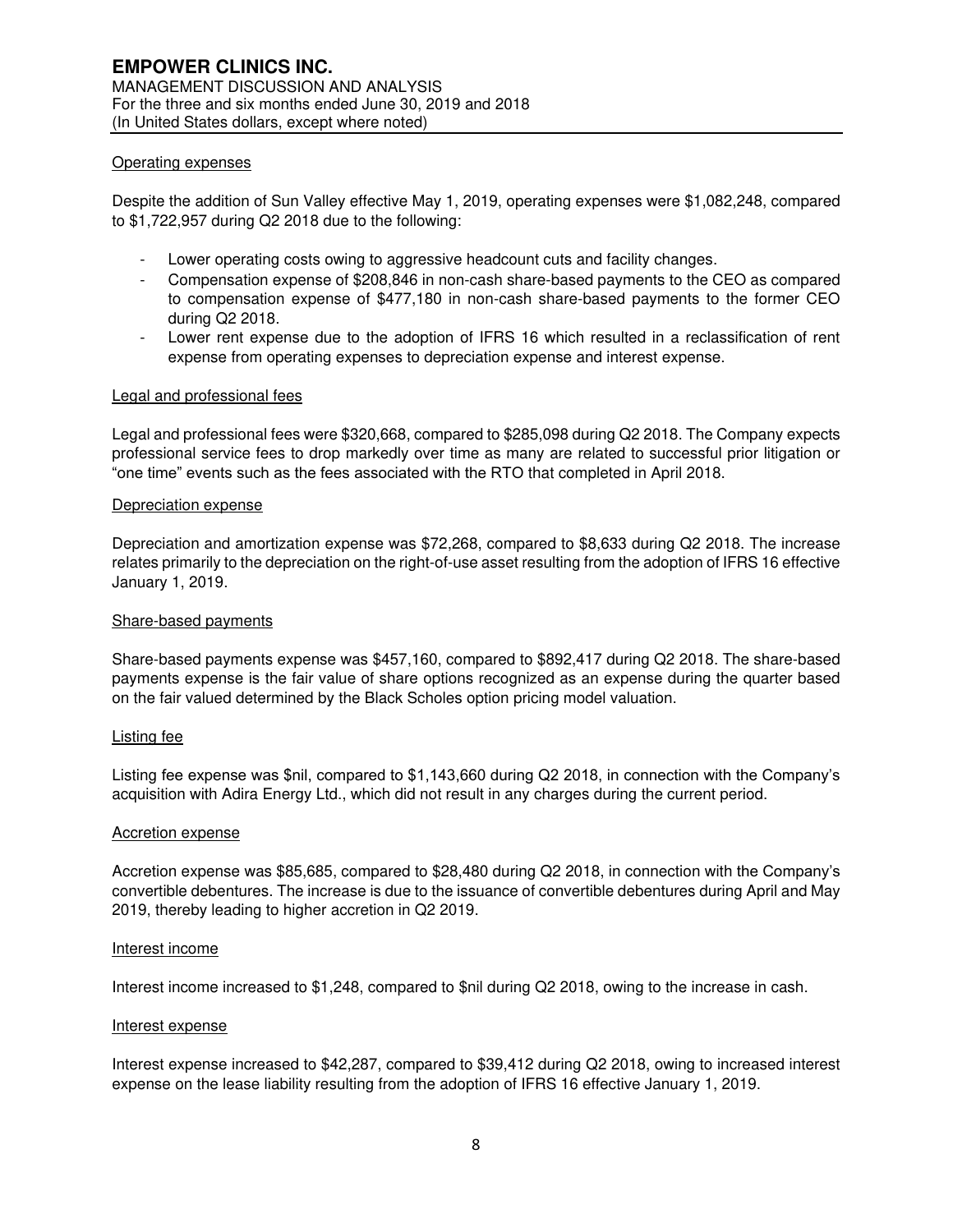#### Operating expenses

Despite the addition of Sun Valley effective May 1, 2019, operating expenses were $1,082,248, compared to $1,722,957 during Q2 2018 due to the following:

- Lower operating costs owing to aggressive headcount cuts and facility changes.
- Compensation expense of $208,846 in non-cash share-based payments to the CEO as compared to compensation expense of $477,180 in non-cash share-based payments to the former CEO during Q2 2018.
- Lower rent expense due to the adoption of IFRS 16 which resulted in a reclassification of rent expense from operating expenses to depreciation expense and interest expense.

#### Legal and professional fees

Legal and professional fees were $320,668, compared to $285,098 during Q2 2018. The Company expects professional service fees to drop markedly over time as many are related to successful prior litigation or "one time" events such as the fees associated with the RTO that completed in April 2018.

#### Depreciation expense

Depreciation and amortization expense was $72,268, compared to $8,633 during Q2 2018. The increase relates primarily to the depreciation on the right-of-use asset resulting from the adoption of IFRS 16 effective January 1, 2019.

#### Share-based payments

Share-based payments expense was $457,160, compared to $892,417 during Q2 2018. The share-based payments expense is the fair value of share options recognized as an expense during the quarter based on the fair valued determined by the Black Scholes option pricing model valuation.

#### Listing fee

Listing fee expense was $nil, compared to $1,143,660 during Q2 2018, in connection with the Company's acquisition with Adira Energy Ltd., which did not result in any charges during the current period.

#### Accretion expense

Accretion expense was $85,685, compared to $28,480 during Q2 2018, in connection with the Company's convertible debentures. The increase is due to the issuance of convertible debentures during April and May 2019, thereby leading to higher accretion in Q2 2019.

#### Interest income

Interest income increased to $1,248, compared to $nil during Q2 2018, owing to the increase in cash.

#### Interest expense

Interest expense increased to $42,287, compared to $39,412 during Q2 2018, owing to increased interest expense on the lease liability resulting from the adoption of IFRS 16 effective January 1, 2019.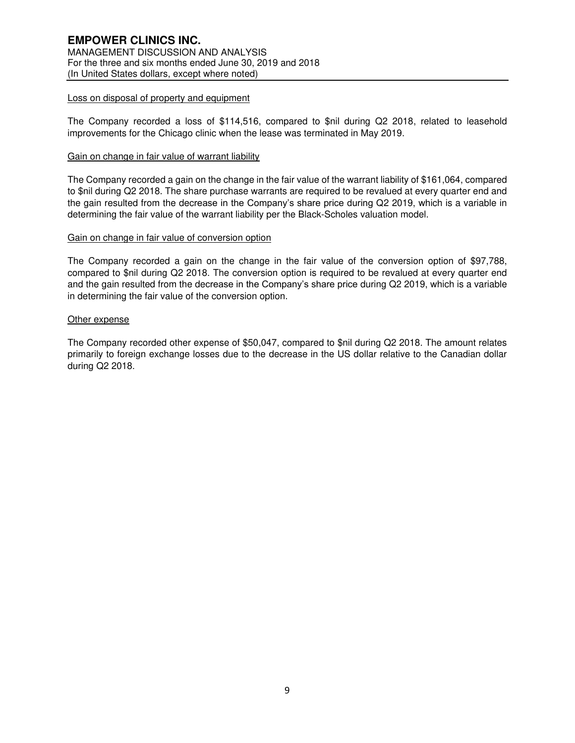Loss on disposal of property and equipment

The Company recorded a loss of $114,516, compared to $nil during Q2 2018, related to leasehold improvements for the Chicago clinic when the lease was terminated in May 2019.

Gain on change in fair value of warrant liability

The Company recorded a gain on the change in the fair value of the warrant liability of $161,064, compared to $nil during Q2 2018. The share purchase warrants are required to be revalued at every quarter end and the gain resulted from the decrease in the Company's share price during Q2 2019, which is a variable in determining the fair value of the warrant liability per the Black-Scholes valuation model.

Gain on change in fair value of conversion option

The Company recorded a gain on the change in the fair value of the conversion option of $97,788, compared to $nil during Q2 2018. The conversion option is required to be revalued at every quarter end and the gain resulted from the decrease in the Company's share price during Q2 2019, which is a variable in determining the fair value of the conversion option.

Other expense

The Company recorded other expense of $50,047, compared to $nil during Q2 2018. The amount relates primarily to foreign exchange losses due to the decrease in the US dollar relative to the Canadian dollar during Q2 2018.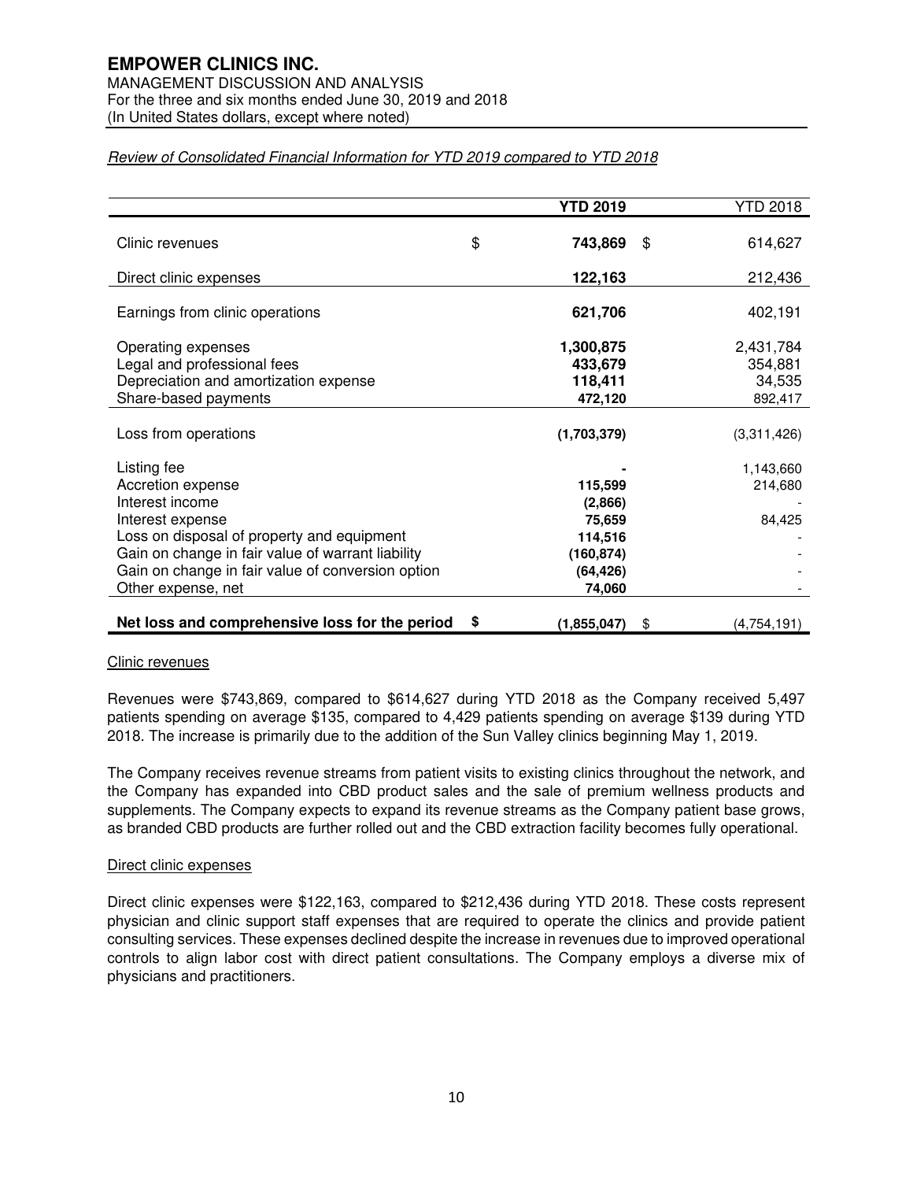# EMPOWER CLINICS INC.

MANAGEMENT DISCUSSION AND ANALYSIS
For the three and six months ended June 30, 2019 and 2018
(In United States dollars, except where noted)

*Review of Consolidated Financial Information for YTD 2019 compared to YTD 2018*

| | YTD 2019 | YTD 2018 |
|---|---|---|
| Clinic revenues | $ **743,869** | $ 614,627 |
| Direct clinic expenses | **122,163** | 212,436 |
| Earnings from clinic operations | **621,706** | 402,191 |
| Operating expenses | **1,300,875** | 2,431,784 |
| Legal and professional fees | **433,679** | 354,881 |
| Depreciation and amortization expense | **118,411** | 34,535 |
| Share-based payments | **472,120** | 892,417 |
| Loss from operations | **(1,703,379)** | (3,311,426) |
| Listing fee | **-** | 1,143,660 |
| Accretion expense | **115,599** | 214,680 |
| Interest income | **(2,866)** | - |
| Interest expense | **75,659** | 84,425 |
| Loss on disposal of property and equipment | **114,516** | - |
| Gain on change in fair value of warrant liability | **(160,874)** | - |
| Gain on change in fair value of conversion option | **(64,426)** | - |
| Other expense, net | **74,060** | - |
| **Net loss and comprehensive loss for the period** | $ **(1,855,047)** | $ (4,754,191) |

Clinic revenues

Revenues were $743,869, compared to $614,627 during YTD 2018 as the Company received 5,497 patients spending on average $135, compared to 4,429 patients spending on average $139 during YTD 2018. The increase is primarily due to the addition of the Sun Valley clinics beginning May 1, 2019.

The Company receives revenue streams from patient visits to existing clinics throughout the network, and the Company has expanded into CBD product sales and the sale of premium wellness products and supplements. The Company expects to expand its revenue streams as the Company patient base grows, as branded CBD products are further rolled out and the CBD extraction facility becomes fully operational.

Direct clinic expenses

Direct clinic expenses were $122,163, compared to $212,436 during YTD 2018. These costs represent physician and clinic support staff expenses that are required to operate the clinics and provide patient consulting services. These expenses declined despite the increase in revenues due to improved operational controls to align labor cost with direct patient consultations. The Company employs a diverse mix of physicians and practitioners.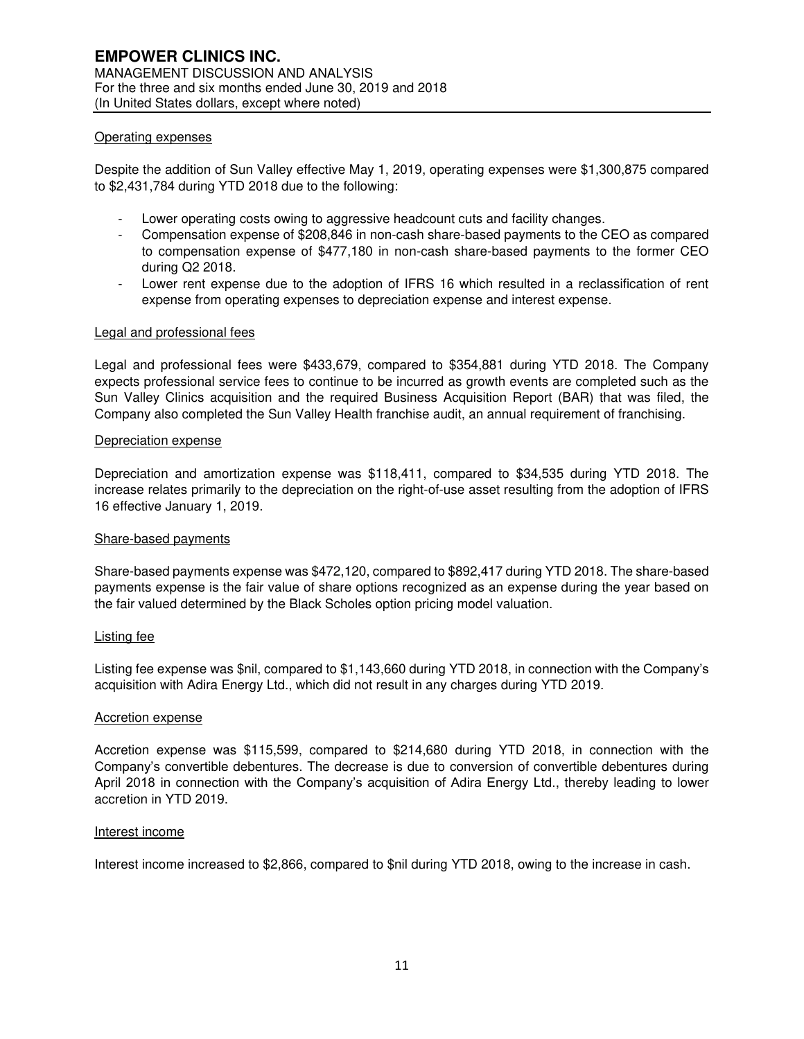#### Operating expenses

Despite the addition of Sun Valley effective May 1, 2019, operating expenses were $1,300,875 compared to $2,431,784 during YTD 2018 due to the following:

- Lower operating costs owing to aggressive headcount cuts and facility changes.
- Compensation expense of $208,846 in non-cash share-based payments to the CEO as compared to compensation expense of $477,180 in non-cash share-based payments to the former CEO during Q2 2018.
- Lower rent expense due to the adoption of IFRS 16 which resulted in a reclassification of rent expense from operating expenses to depreciation expense and interest expense.

#### Legal and professional fees

Legal and professional fees were $433,679, compared to $354,881 during YTD 2018. The Company expects professional service fees to continue to be incurred as growth events are completed such as the Sun Valley Clinics acquisition and the required Business Acquisition Report (BAR) that was filed, the Company also completed the Sun Valley Health franchise audit, an annual requirement of franchising.

#### Depreciation expense

Depreciation and amortization expense was $118,411, compared to $34,535 during YTD 2018. The increase relates primarily to the depreciation on the right-of-use asset resulting from the adoption of IFRS 16 effective January 1, 2019.

#### Share-based payments

Share-based payments expense was $472,120, compared to $892,417 during YTD 2018. The share-based payments expense is the fair value of share options recognized as an expense during the year based on the fair valued determined by the Black Scholes option pricing model valuation.

#### Listing fee

Listing fee expense was $nil, compared to $1,143,660 during YTD 2018, in connection with the Company's acquisition with Adira Energy Ltd., which did not result in any charges during YTD 2019.

#### Accretion expense

Accretion expense was $115,599, compared to $214,680 during YTD 2018, in connection with the Company's convertible debentures. The decrease is due to conversion of convertible debentures during April 2018 in connection with the Company's acquisition of Adira Energy Ltd., thereby leading to lower accretion in YTD 2019.

#### Interest income

Interest income increased to $2,866, compared to $nil during YTD 2018, owing to the increase in cash.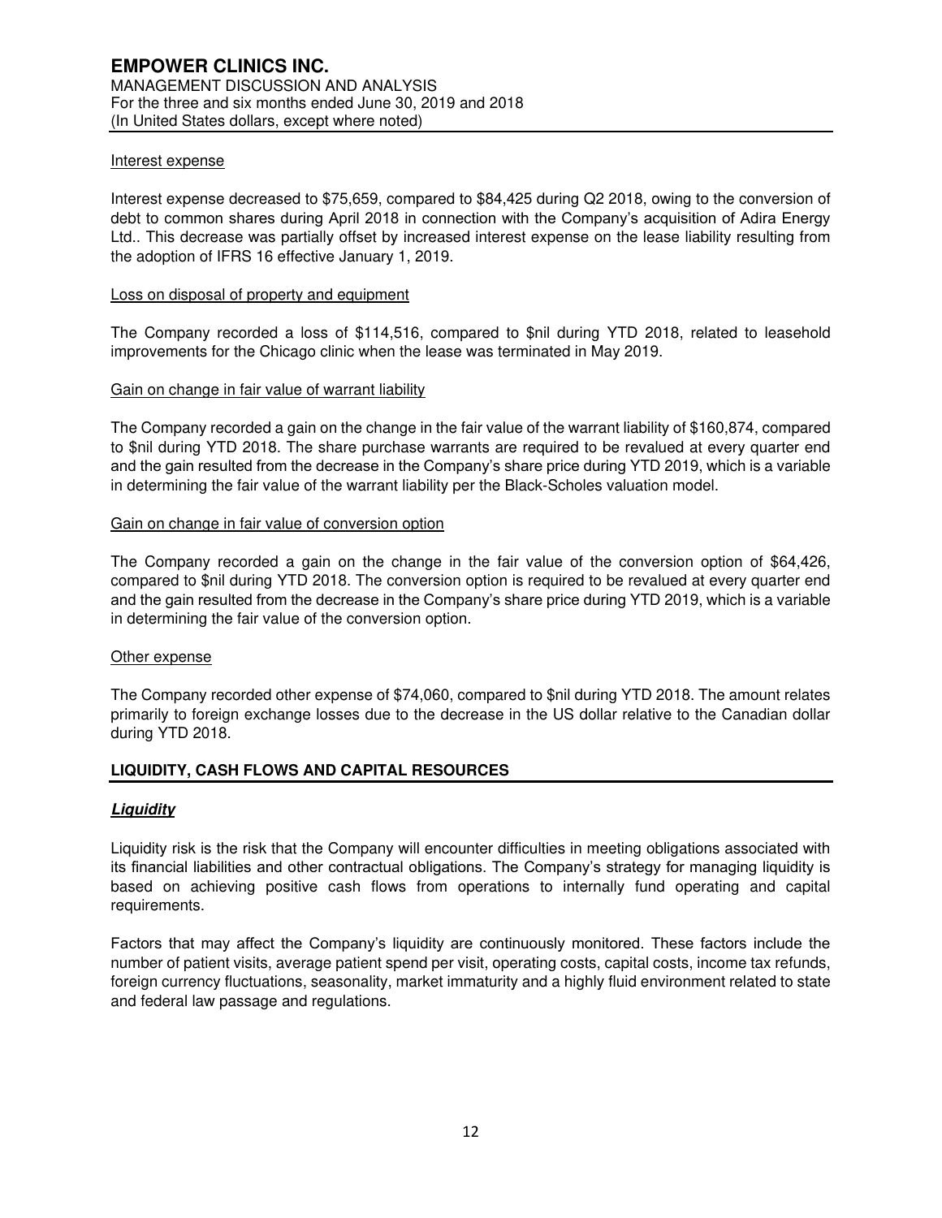Interest expense

Interest expense decreased to $75,659, compared to $84,425 during Q2 2018, owing to the conversion of debt to common shares during April 2018 in connection with the Company's acquisition of Adira Energy Ltd.. This decrease was partially offset by increased interest expense on the lease liability resulting from the adoption of IFRS 16 effective January 1, 2019.

Loss on disposal of property and equipment

The Company recorded a loss of $114,516, compared to $nil during YTD 2018, related to leasehold improvements for the Chicago clinic when the lease was terminated in May 2019.

Gain on change in fair value of warrant liability

The Company recorded a gain on the change in the fair value of the warrant liability of $160,874, compared to $nil during YTD 2018. The share purchase warrants are required to be revalued at every quarter end and the gain resulted from the decrease in the Company's share price during YTD 2019, which is a variable in determining the fair value of the warrant liability per the Black-Scholes valuation model.

Gain on change in fair value of conversion option

The Company recorded a gain on the change in the fair value of the conversion option of $64,426, compared to $nil during YTD 2018. The conversion option is required to be revalued at every quarter end and the gain resulted from the decrease in the Company's share price during YTD 2019, which is a variable in determining the fair value of the conversion option.

Other expense

The Company recorded other expense of $74,060, compared to $nil during YTD 2018. The amount relates primarily to foreign exchange losses due to the decrease in the US dollar relative to the Canadian dollar during YTD 2018.

## LIQUIDITY, CASH FLOWS AND CAPITAL RESOURCES

### ***Liquidity***

Liquidity risk is the risk that the Company will encounter difficulties in meeting obligations associated with its financial liabilities and other contractual obligations. The Company's strategy for managing liquidity is based on achieving positive cash flows from operations to internally fund operating and capital requirements.

Factors that may affect the Company's liquidity are continuously monitored. These factors include the number of patient visits, average patient spend per visit, operating costs, capital costs, income tax refunds, foreign currency fluctuations, seasonality, market immaturity and a highly fluid environment related to state and federal law passage and regulations.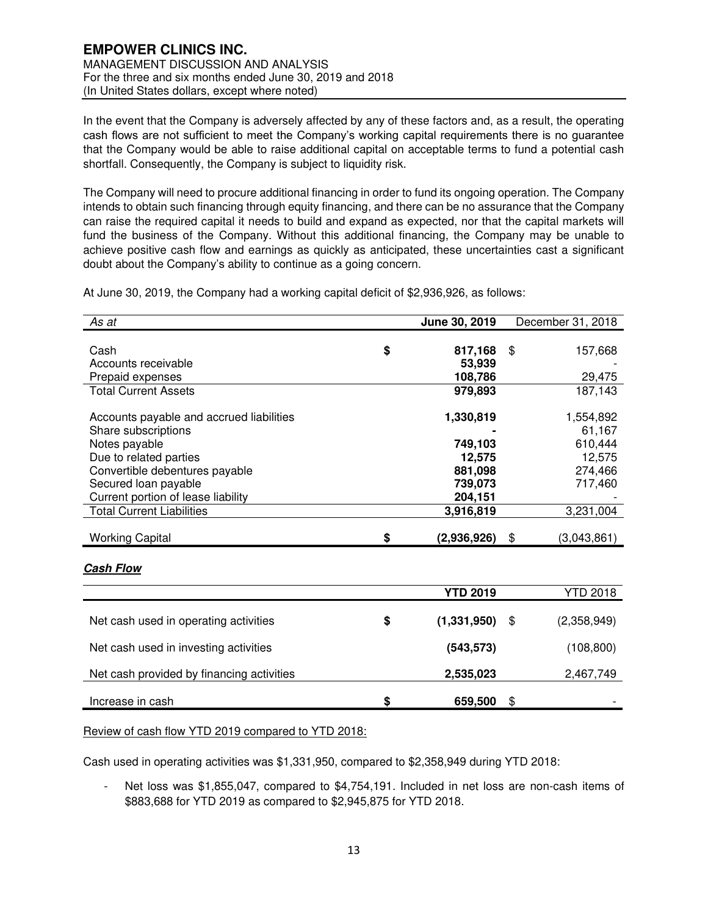In the event that the Company is adversely affected by any of these factors and, as a result, the operating cash flows are not sufficient to meet the Company's working capital requirements there is no guarantee that the Company would be able to raise additional capital on acceptable terms to fund a potential cash shortfall. Consequently, the Company is subject to liquidity risk.

The Company will need to procure additional financing in order to fund its ongoing operation. The Company intends to obtain such financing through equity financing, and there can be no assurance that the Company can raise the required capital it needs to build and expand as expected, nor that the capital markets will fund the business of the Company. Without this additional financing, the Company may be unable to achieve positive cash flow and earnings as quickly as anticipated, these uncertainties cast a significant doubt about the Company's ability to continue as a going concern.

At June 30, 2019, the Company had a working capital deficit of $2,936,926, as follows:

| *As at* | **June 30, 2019** | December 31, 2018 |
|---|---|---|
| Cash | **$ 817,168** | $ 157,668 |
| Accounts receivable | **53,939** | - |
| Prepaid expenses | **108,786** | 29,475 |
| Total Current Assets | **979,893** | 187,143 |
| Accounts payable and accrued liabilities | **1,330,819** | 1,554,892 |
| Share subscriptions | **-** | 61,167 |
| Notes payable | **749,103** | 610,444 |
| Due to related parties | **12,575** | 12,575 |
| Convertible debentures payable | **881,098** | 274,466 |
| Secured loan payable | **739,073** | 717,460 |
| Current portion of lease liability | **204,151** | - |
| Total Current Liabilities | **3,916,819** | 3,231,004 |
| Working Capital | **$ (2,936,926)** | $ (3,043,861) |

***Cash Flow***

| | **YTD 2019** | YTD 2018 |
|---|---|---|
| Net cash used in operating activities | **$ (1,331,950)** | $ (2,358,949) |
| Net cash used in investing activities | **(543,573)** | (108,800) |
| Net cash provided by financing activities | **2,535,023** | 2,467,749 |
| Increase in cash | **$ 659,500** | $ - |

Review of cash flow YTD 2019 compared to YTD 2018:

Cash used in operating activities was $1,331,950, compared to $2,358,949 during YTD 2018:

- Net loss was $1,855,047, compared to $4,754,191. Included in net loss are non-cash items of $883,688 for YTD 2019 as compared to $2,945,875 for YTD 2018.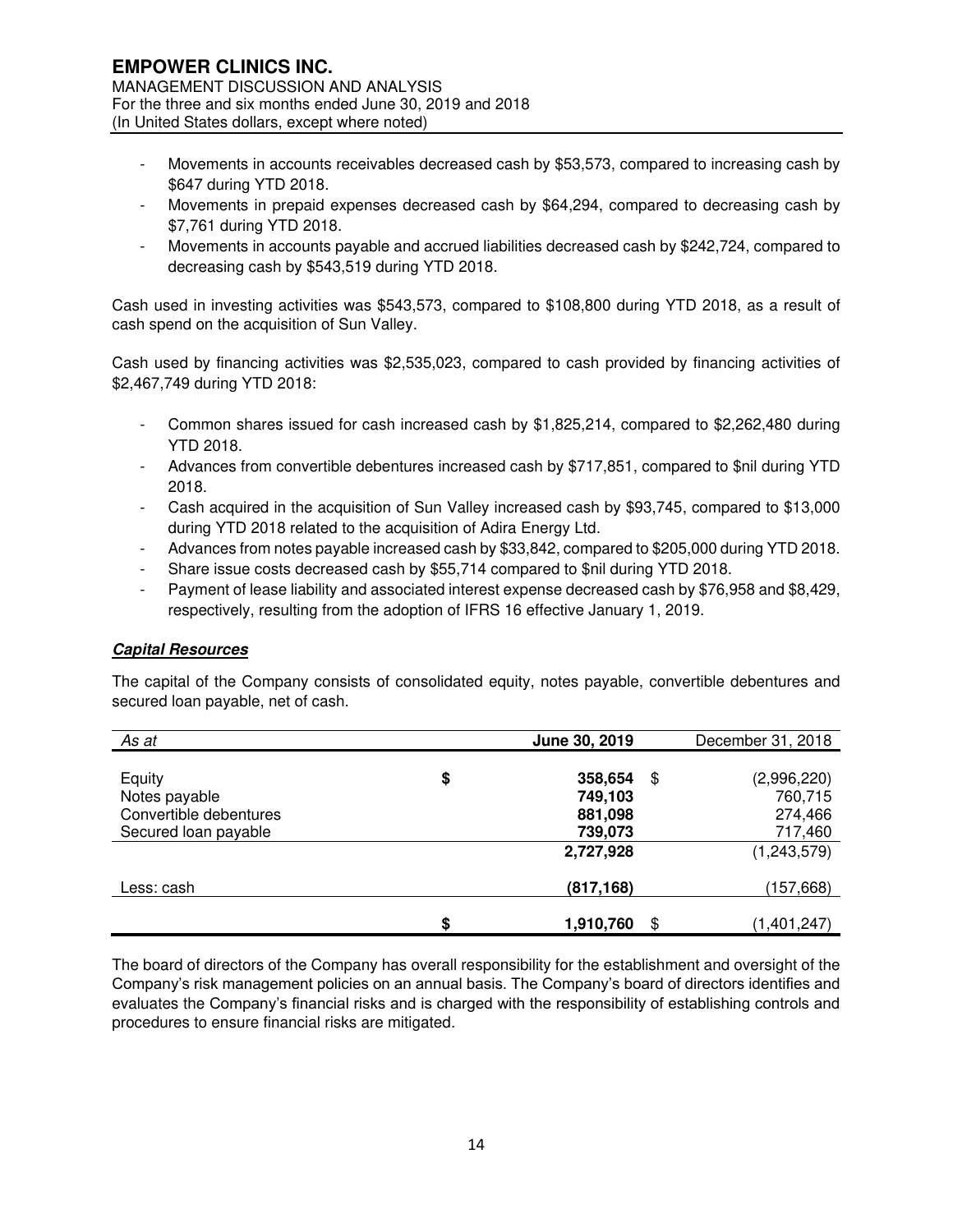- Movements in accounts receivables decreased cash by $53,573, compared to increasing cash by $647 during YTD 2018.
- Movements in prepaid expenses decreased cash by $64,294, compared to decreasing cash by $7,761 during YTD 2018.
- Movements in accounts payable and accrued liabilities decreased cash by $242,724, compared to decreasing cash by $543,519 during YTD 2018.

Cash used in investing activities was $543,573, compared to $108,800 during YTD 2018, as a result of cash spend on the acquisition of Sun Valley.

Cash used by financing activities was $2,535,023, compared to cash provided by financing activities of $2,467,749 during YTD 2018:

- Common shares issued for cash increased cash by $1,825,214, compared to $2,262,480 during YTD 2018.
- Advances from convertible debentures increased cash by $717,851, compared to $nil during YTD 2018.
- Cash acquired in the acquisition of Sun Valley increased cash by $93,745, compared to $13,000 during YTD 2018 related to the acquisition of Adira Energy Ltd.
- Advances from notes payable increased cash by $33,842, compared to $205,000 during YTD 2018.
- Share issue costs decreased cash by $55,714 compared to $nil during YTD 2018.
- Payment of lease liability and associated interest expense decreased cash by $76,958 and $8,429, respectively, resulting from the adoption of IFRS 16 effective January 1, 2019.

***Capital Resources***

The capital of the Company consists of consolidated equity, notes payable, convertible debentures and secured loan payable, net of cash.

| *As at* | **June 30, 2019** | December 31, 2018 |
|---|---|---|
| Equity | $ **358,654** | $ (2,996,220) |
| Notes payable | **749,103** | 760,715 |
| Convertible debentures | **881,098** | 274,466 |
| Secured loan payable | **739,073** | 717,460 |
| | **2,727,928** | (1,243,579) |
| Less: cash | **(817,168)** | (157,668) |
| | $ **1,910,760** | $ (1,401,247) |

The board of directors of the Company has overall responsibility for the establishment and oversight of the Company's risk management policies on an annual basis. The Company's board of directors identifies and evaluates the Company's financial risks and is charged with the responsibility of establishing controls and procedures to ensure financial risks are mitigated.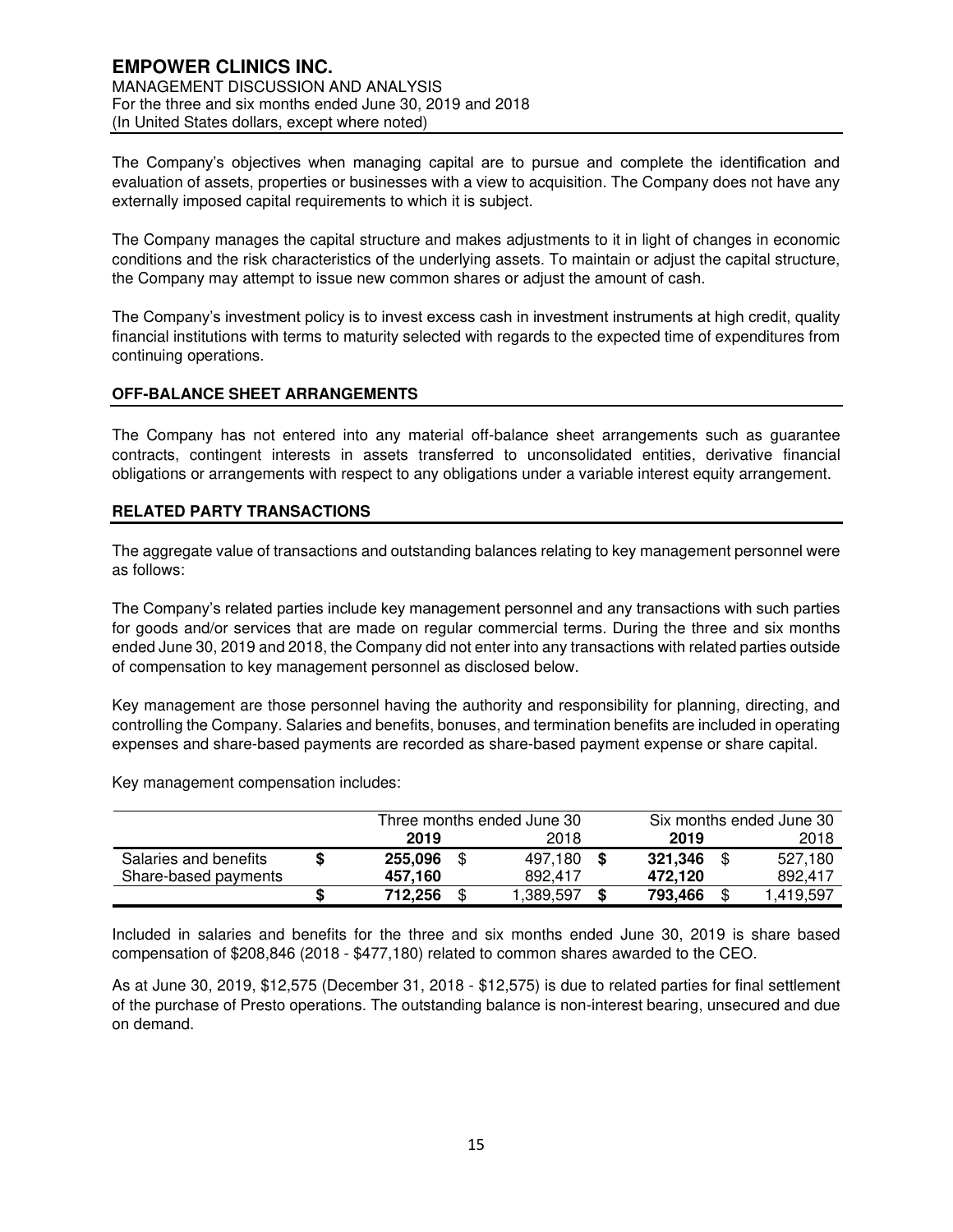The Company's objectives when managing capital are to pursue and complete the identification and evaluation of assets, properties or businesses with a view to acquisition. The Company does not have any externally imposed capital requirements to which it is subject.

The Company manages the capital structure and makes adjustments to it in light of changes in economic conditions and the risk characteristics of the underlying assets. To maintain or adjust the capital structure, the Company may attempt to issue new common shares or adjust the amount of cash.

The Company's investment policy is to invest excess cash in investment instruments at high credit, quality financial institutions with terms to maturity selected with regards to the expected time of expenditures from continuing operations.

## OFF-BALANCE SHEET ARRANGEMENTS

The Company has not entered into any material off-balance sheet arrangements such as guarantee contracts, contingent interests in assets transferred to unconsolidated entities, derivative financial obligations or arrangements with respect to any obligations under a variable interest equity arrangement.

## RELATED PARTY TRANSACTIONS

The aggregate value of transactions and outstanding balances relating to key management personnel were as follows:

The Company's related parties include key management personnel and any transactions with such parties for goods and/or services that are made on regular commercial terms. During the three and six months ended June 30, 2019 and 2018, the Company did not enter into any transactions with related parties outside of compensation to key management personnel as disclosed below.

Key management are those personnel having the authority and responsibility for planning, directing, and controlling the Company. Salaries and benefits, bonuses, and termination benefits are included in operating expenses and share-based payments are recorded as share-based payment expense or share capital.

Key management compensation includes:

| | Three months ended June 30 | | Six months ended June 30 | |
|---|---|---|---|---|
| | **2019** | 2018 | **2019** | 2018 |
| Salaries and benefits | **$ 255,096** | $ 497,180 | **$ 321,346** | $ 527,180 |
| Share-based payments | **457,160** | 892,417 | **472,120** | 892,417 |
| | **$ 712,256** | $ 1,389,597 | **$ 793,466** | $ 1,419,597 |

Included in salaries and benefits for the three and six months ended June 30, 2019 is share based compensation of $208,846 (2018 - $477,180) related to common shares awarded to the CEO.

As at June 30, 2019, $12,575 (December 31, 2018 - $12,575) is due to related parties for final settlement of the purchase of Presto operations. The outstanding balance is non-interest bearing, unsecured and due on demand.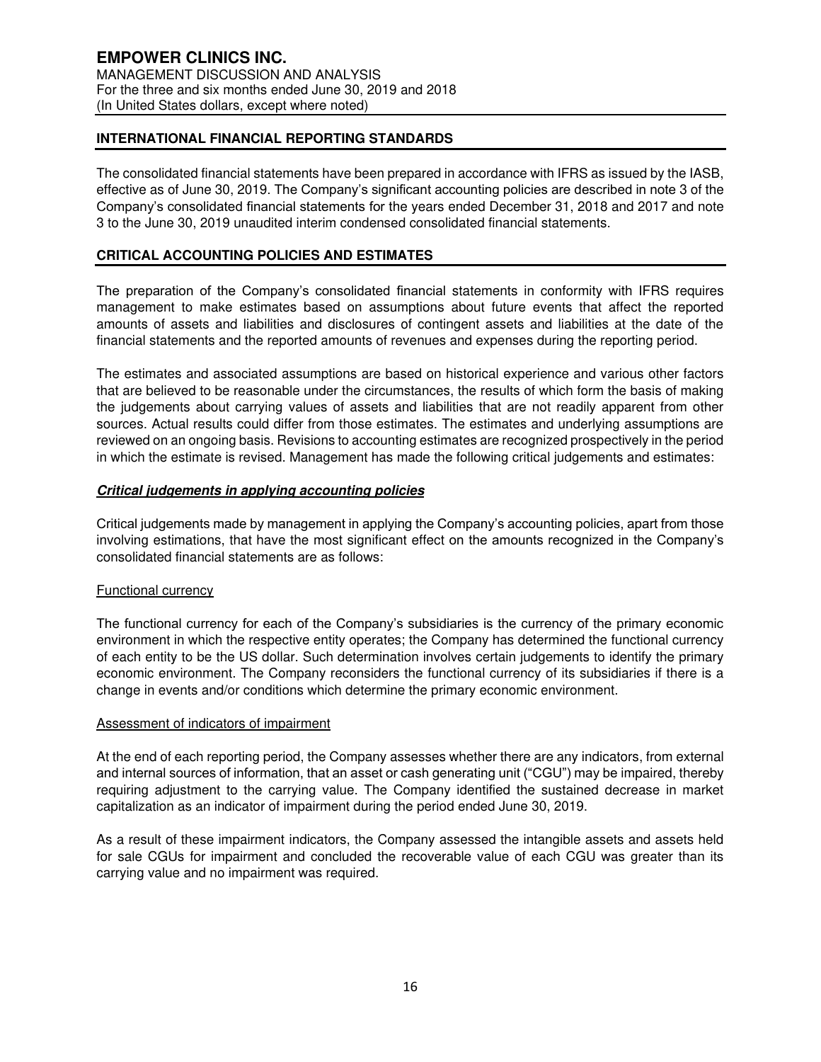## INTERNATIONAL FINANCIAL REPORTING STANDARDS

The consolidated financial statements have been prepared in accordance with IFRS as issued by the IASB, effective as of June 30, 2019. The Company's significant accounting policies are described in note 3 of the Company's consolidated financial statements for the years ended December 31, 2018 and 2017 and note 3 to the June 30, 2019 unaudited interim condensed consolidated financial statements.

## CRITICAL ACCOUNTING POLICIES AND ESTIMATES

The preparation of the Company's consolidated financial statements in conformity with IFRS requires management to make estimates based on assumptions about future events that affect the reported amounts of assets and liabilities and disclosures of contingent assets and liabilities at the date of the financial statements and the reported amounts of revenues and expenses during the reporting period.

The estimates and associated assumptions are based on historical experience and various other factors that are believed to be reasonable under the circumstances, the results of which form the basis of making the judgements about carrying values of assets and liabilities that are not readily apparent from other sources. Actual results could differ from those estimates. The estimates and underlying assumptions are reviewed on an ongoing basis. Revisions to accounting estimates are recognized prospectively in the period in which the estimate is revised. Management has made the following critical judgements and estimates:

### ***Critical judgements in applying accounting policies***

Critical judgements made by management in applying the Company's accounting policies, apart from those involving estimations, that have the most significant effect on the amounts recognized in the Company's consolidated financial statements are as follows:

#### Functional currency

The functional currency for each of the Company's subsidiaries is the currency of the primary economic environment in which the respective entity operates; the Company has determined the functional currency of each entity to be the US dollar. Such determination involves certain judgements to identify the primary economic environment. The Company reconsiders the functional currency of its subsidiaries if there is a change in events and/or conditions which determine the primary economic environment.

#### Assessment of indicators of impairment

At the end of each reporting period, the Company assesses whether there are any indicators, from external and internal sources of information, that an asset or cash generating unit ("CGU") may be impaired, thereby requiring adjustment to the carrying value. The Company identified the sustained decrease in market capitalization as an indicator of impairment during the period ended June 30, 2019.

As a result of these impairment indicators, the Company assessed the intangible assets and assets held for sale CGUs for impairment and concluded the recoverable value of each CGU was greater than its carrying value and no impairment was required.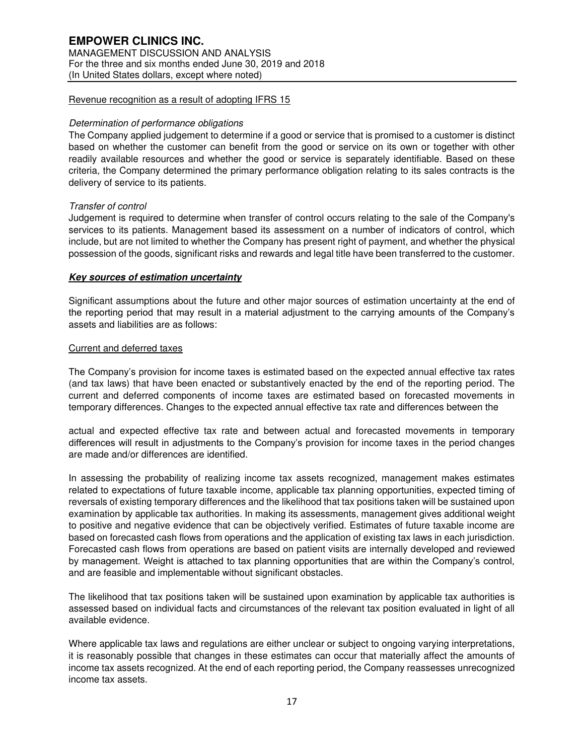Revenue recognition as a result of adopting IFRS 15

*Determination of performance obligations*

The Company applied judgement to determine if a good or service that is promised to a customer is distinct based on whether the customer can benefit from the good or service on its own or together with other readily available resources and whether the good or service is separately identifiable. Based on these criteria, the Company determined the primary performance obligation relating to its sales contracts is the delivery of service to its patients.

*Transfer of control*

Judgement is required to determine when transfer of control occurs relating to the sale of the Company's services to its patients. Management based its assessment on a number of indicators of control, which include, but are not limited to whether the Company has present right of payment, and whether the physical possession of the goods, significant risks and rewards and legal title have been transferred to the customer.

***Key sources of estimation uncertainty***

Significant assumptions about the future and other major sources of estimation uncertainty at the end of the reporting period that may result in a material adjustment to the carrying amounts of the Company's assets and liabilities are as follows:

Current and deferred taxes

The Company's provision for income taxes is estimated based on the expected annual effective tax rates (and tax laws) that have been enacted or substantively enacted by the end of the reporting period. The current and deferred components of income taxes are estimated based on forecasted movements in temporary differences. Changes to the expected annual effective tax rate and differences between the actual and expected effective tax rate and between actual and forecasted movements in temporary differences will result in adjustments to the Company's provision for income taxes in the period changes are made and/or differences are identified.

In assessing the probability of realizing income tax assets recognized, management makes estimates related to expectations of future taxable income, applicable tax planning opportunities, expected timing of reversals of existing temporary differences and the likelihood that tax positions taken will be sustained upon examination by applicable tax authorities. In making its assessments, management gives additional weight to positive and negative evidence that can be objectively verified. Estimates of future taxable income are based on forecasted cash flows from operations and the application of existing tax laws in each jurisdiction. Forecasted cash flows from operations are based on patient visits are internally developed and reviewed by management. Weight is attached to tax planning opportunities that are within the Company's control, and are feasible and implementable without significant obstacles.

The likelihood that tax positions taken will be sustained upon examination by applicable tax authorities is assessed based on individual facts and circumstances of the relevant tax position evaluated in light of all available evidence.

Where applicable tax laws and regulations are either unclear or subject to ongoing varying interpretations, it is reasonably possible that changes in these estimates can occur that materially affect the amounts of income tax assets recognized. At the end of each reporting period, the Company reassesses unrecognized income tax assets.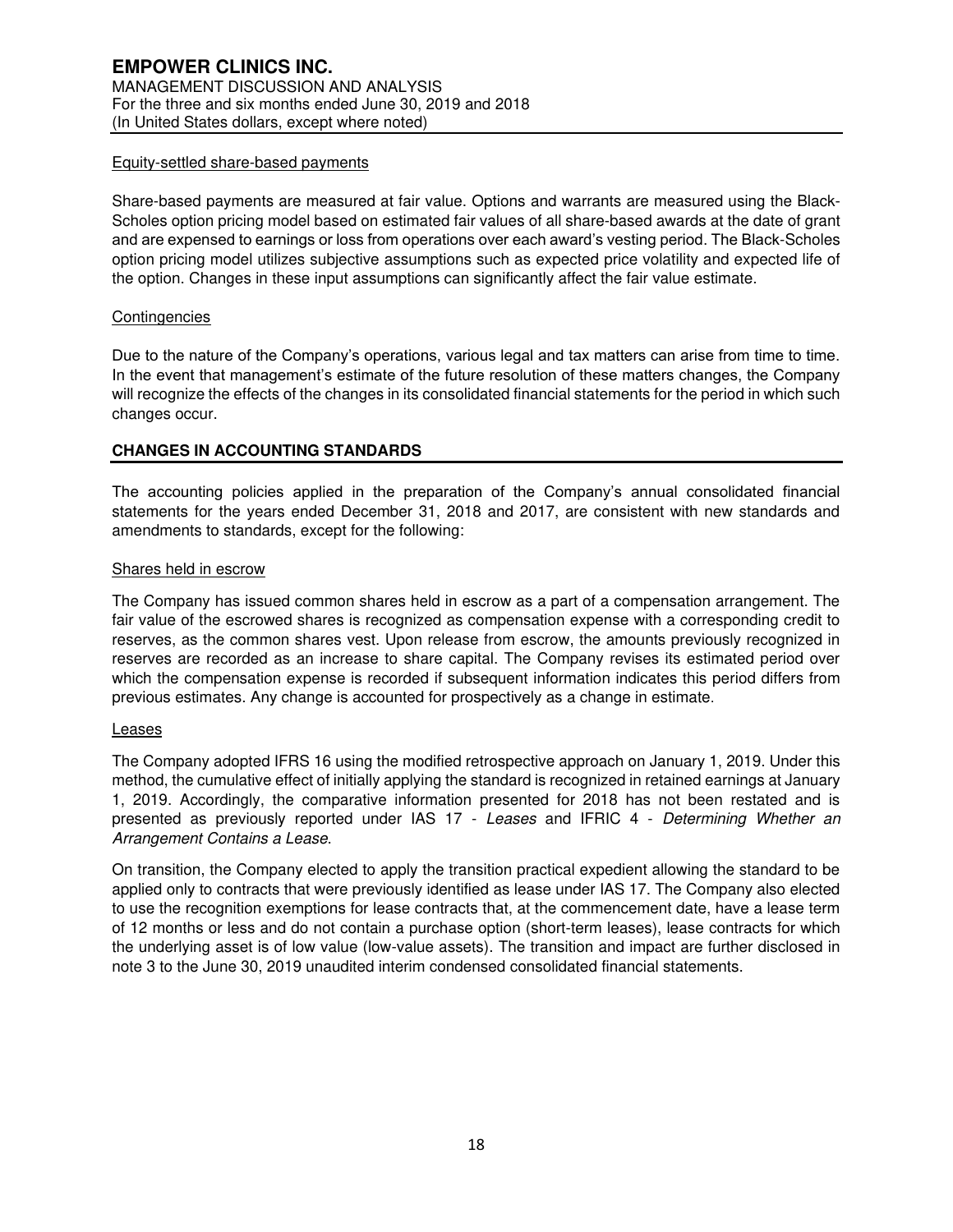#### Equity-settled share-based payments

Share-based payments are measured at fair value. Options and warrants are measured using the Black-Scholes option pricing model based on estimated fair values of all share-based awards at the date of grant and are expensed to earnings or loss from operations over each award's vesting period. The Black-Scholes option pricing model utilizes subjective assumptions such as expected price volatility and expected life of the option. Changes in these input assumptions can significantly affect the fair value estimate.

#### Contingencies

Due to the nature of the Company's operations, various legal and tax matters can arise from time to time. In the event that management's estimate of the future resolution of these matters changes, the Company will recognize the effects of the changes in its consolidated financial statements for the period in which such changes occur.

## CHANGES IN ACCOUNTING STANDARDS

The accounting policies applied in the preparation of the Company's annual consolidated financial statements for the years ended December 31, 2018 and 2017, are consistent with new standards and amendments to standards, except for the following:

#### Shares held in escrow

The Company has issued common shares held in escrow as a part of a compensation arrangement. The fair value of the escrowed shares is recognized as compensation expense with a corresponding credit to reserves, as the common shares vest. Upon release from escrow, the amounts previously recognized in reserves are recorded as an increase to share capital. The Company revises its estimated period over which the compensation expense is recorded if subsequent information indicates this period differs from previous estimates. Any change is accounted for prospectively as a change in estimate.

#### Leases

The Company adopted IFRS 16 using the modified retrospective approach on January 1, 2019. Under this method, the cumulative effect of initially applying the standard is recognized in retained earnings at January 1, 2019. Accordingly, the comparative information presented for 2018 has not been restated and is presented as previously reported under IAS 17 - *Leases* and IFRIC 4 - *Determining Whether an Arrangement Contains a Lease*.

On transition, the Company elected to apply the transition practical expedient allowing the standard to be applied only to contracts that were previously identified as lease under IAS 17. The Company also elected to use the recognition exemptions for lease contracts that, at the commencement date, have a lease term of 12 months or less and do not contain a purchase option (short-term leases), lease contracts for which the underlying asset is of low value (low-value assets). The transition and impact are further disclosed in note 3 to the June 30, 2019 unaudited interim condensed consolidated financial statements.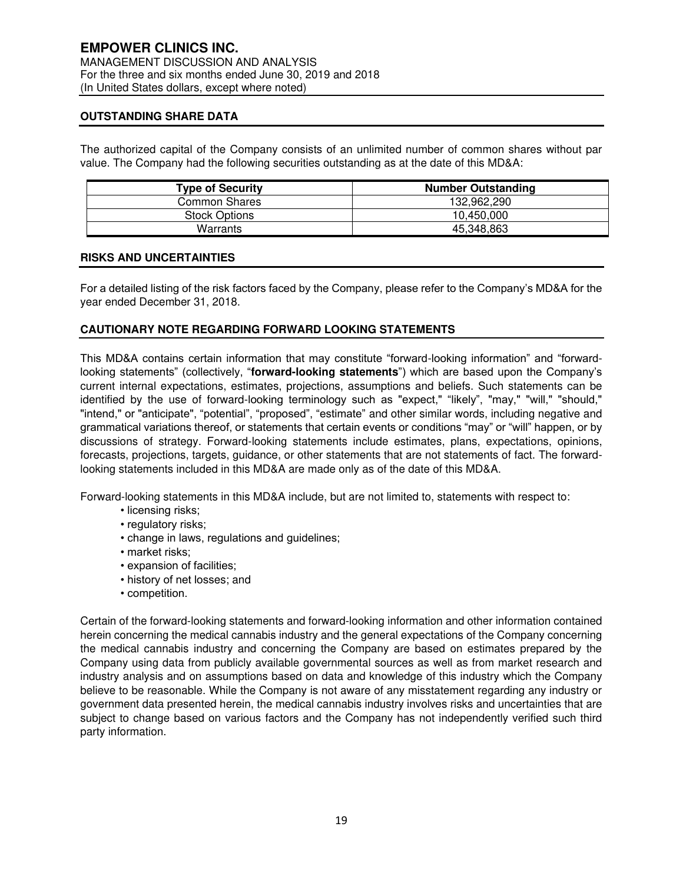## OUTSTANDING SHARE DATA

The authorized capital of the Company consists of an unlimited number of common shares without par value. The Company had the following securities outstanding as at the date of this MD&A:

| Type of Security | Number Outstanding |
|---|---|
| Common Shares | 132,962,290 |
| Stock Options | 10,450,000 |
| Warrants | 45,348,863 |

## RISKS AND UNCERTAINTIES

For a detailed listing of the risk factors faced by the Company, please refer to the Company's MD&A for the year ended December 31, 2018.

## CAUTIONARY NOTE REGARDING FORWARD LOOKING STATEMENTS

This MD&A contains certain information that may constitute "forward-looking information" and "forward-looking statements" (collectively, "**forward-looking statements**") which are based upon the Company's current internal expectations, estimates, projections, assumptions and beliefs. Such statements can be identified by the use of forward-looking terminology such as "expect," "likely", "may," "will," "should," "intend," or "anticipate", "potential", "proposed", "estimate" and other similar words, including negative and grammatical variations thereof, or statements that certain events or conditions "may" or "will" happen, or by discussions of strategy. Forward-looking statements include estimates, plans, expectations, opinions, forecasts, projections, targets, guidance, or other statements that are not statements of fact. The forward-looking statements included in this MD&A are made only as of the date of this MD&A.

Forward-looking statements in this MD&A include, but are not limited to, statements with respect to:

- licensing risks;
- regulatory risks;
- change in laws, regulations and guidelines;
- market risks;
- expansion of facilities;
- history of net losses; and
- competition.

Certain of the forward-looking statements and forward-looking information and other information contained herein concerning the medical cannabis industry and the general expectations of the Company concerning the medical cannabis industry and concerning the Company are based on estimates prepared by the Company using data from publicly available governmental sources as well as from market research and industry analysis and on assumptions based on data and knowledge of this industry which the Company believe to be reasonable. While the Company is not aware of any misstatement regarding any industry or government data presented herein, the medical cannabis industry involves risks and uncertainties that are subject to change based on various factors and the Company has not independently verified such third party information.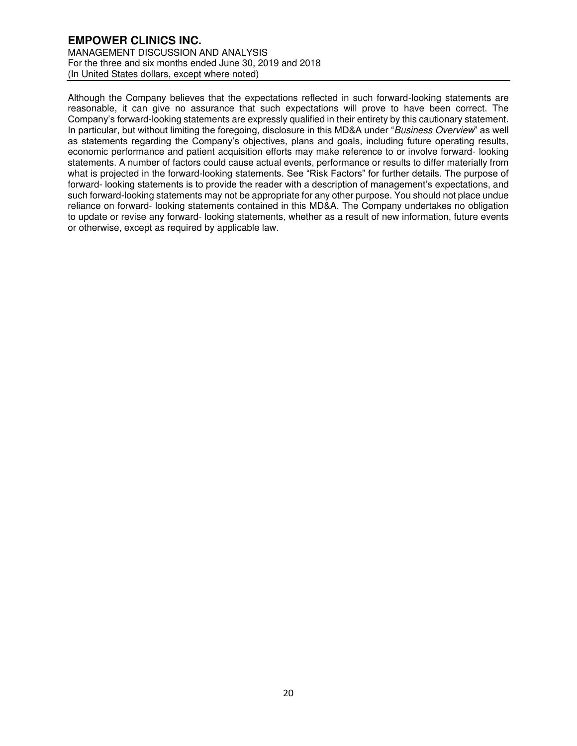Although the Company believes that the expectations reflected in such forward-looking statements are reasonable, it can give no assurance that such expectations will prove to have been correct. The Company's forward-looking statements are expressly qualified in their entirety by this cautionary statement. In particular, but without limiting the foregoing, disclosure in this MD&A under "*Business Overview*" as well as statements regarding the Company's objectives, plans and goals, including future operating results, economic performance and patient acquisition efforts may make reference to or involve forward- looking statements. A number of factors could cause actual events, performance or results to differ materially from what is projected in the forward-looking statements. See "Risk Factors" for further details. The purpose of forward- looking statements is to provide the reader with a description of management's expectations, and such forward-looking statements may not be appropriate for any other purpose. You should not place undue reliance on forward- looking statements contained in this MD&A. The Company undertakes no obligation to update or revise any forward- looking statements, whether as a result of new information, future events or otherwise, except as required by applicable law.